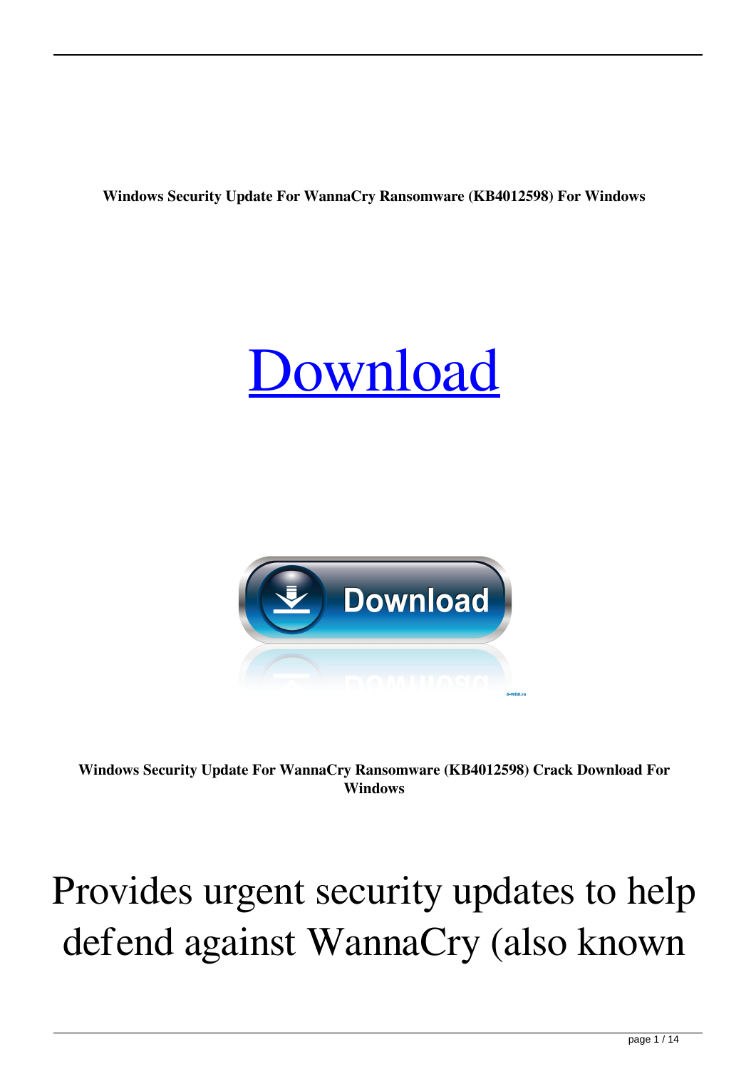**Windows Security Update For WannaCry Ransomware (KB4012598) For Windows**

# Download

**Windows Security Update For WannaCry Ransomware (KB4012598) Crack Download For Windows**

Provides urgent security updates to help defend against WannaCry (also known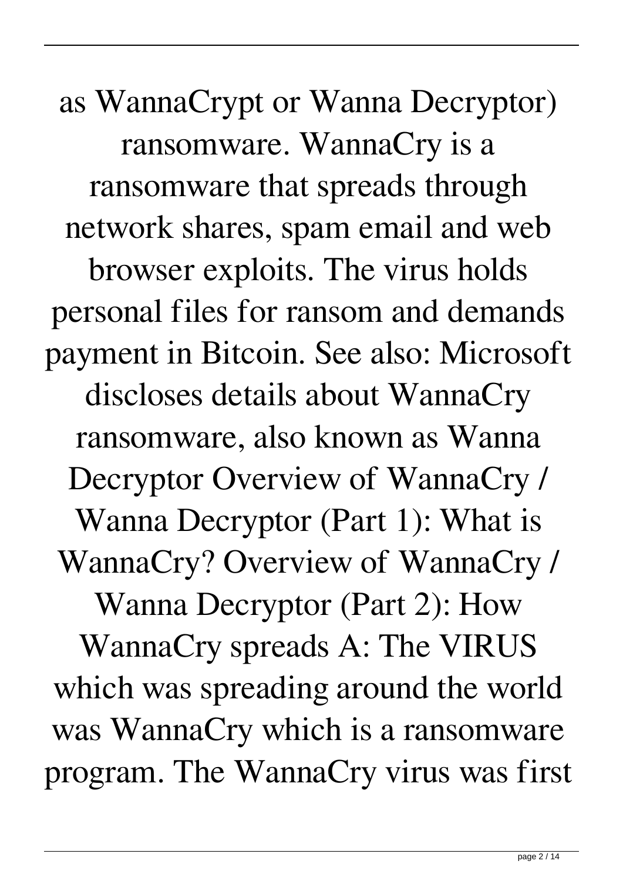as WannaCrypt or Wanna Decryptor) ransomware. WannaCry is a ransomware that spreads through network shares, spam email and web browser exploits. The virus holds personal files for ransom and demands payment in Bitcoin. See also: Microsoft discloses details about WannaCry ransomware, also known as Wanna Decryptor Overview of WannaCry / Wanna Decryptor (Part 1): What is WannaCry? Overview of WannaCry / Wanna Decryptor (Part 2): How WannaCry spreads A: The VIRUS which was spreading around the world was WannaCry which is a ransomware program. The WannaCry virus was first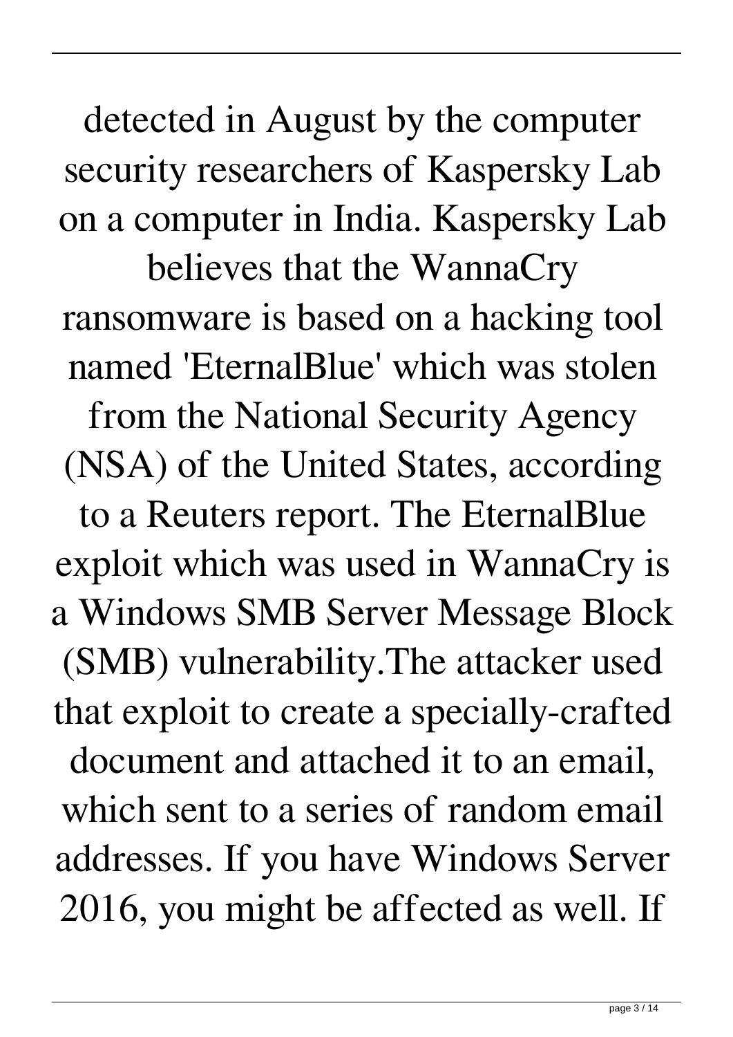detected in August by the computer security researchers of Kaspersky Lab on a computer in India. Kaspersky Lab believes that the WannaCry ransomware is based on a hacking tool named 'EternalBlue' which was stolen from the National Security Agency (NSA) of the United States, according to a Reuters report. The EternalBlue exploit which was used in WannaCry is a Windows SMB Server Message Block (SMB) vulnerability.The attacker used that exploit to create a specially-crafted document and attached it to an email, which sent to a series of random email addresses. If you have Windows Server 2016, you might be affected as well. If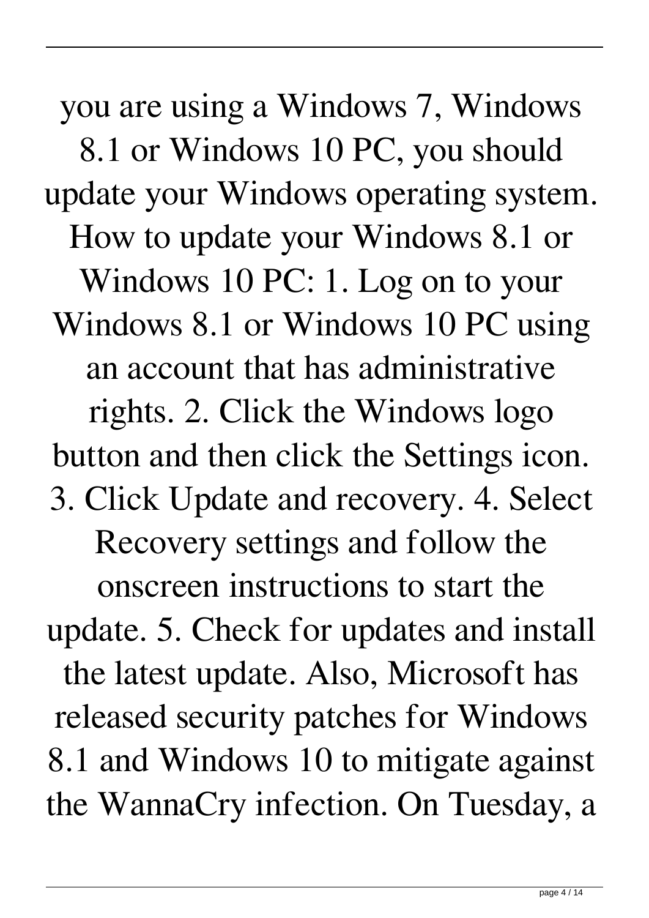you are using a Windows 7, Windows 8.1 or Windows 10 PC, you should update your Windows operating system. How to update your Windows 8.1 or Windows 10 PC: 1. Log on to your Windows 8.1 or Windows 10 PC using an account that has administrative rights. 2. Click the Windows logo button and then click the Settings icon. 3. Click Update and recovery. 4. Select Recovery settings and follow the onscreen instructions to start the update. 5. Check for updates and install the latest update. Also, Microsoft has released security patches for Windows 8.1 and Windows 10 to mitigate against the WannaCry infection. On Tuesday, a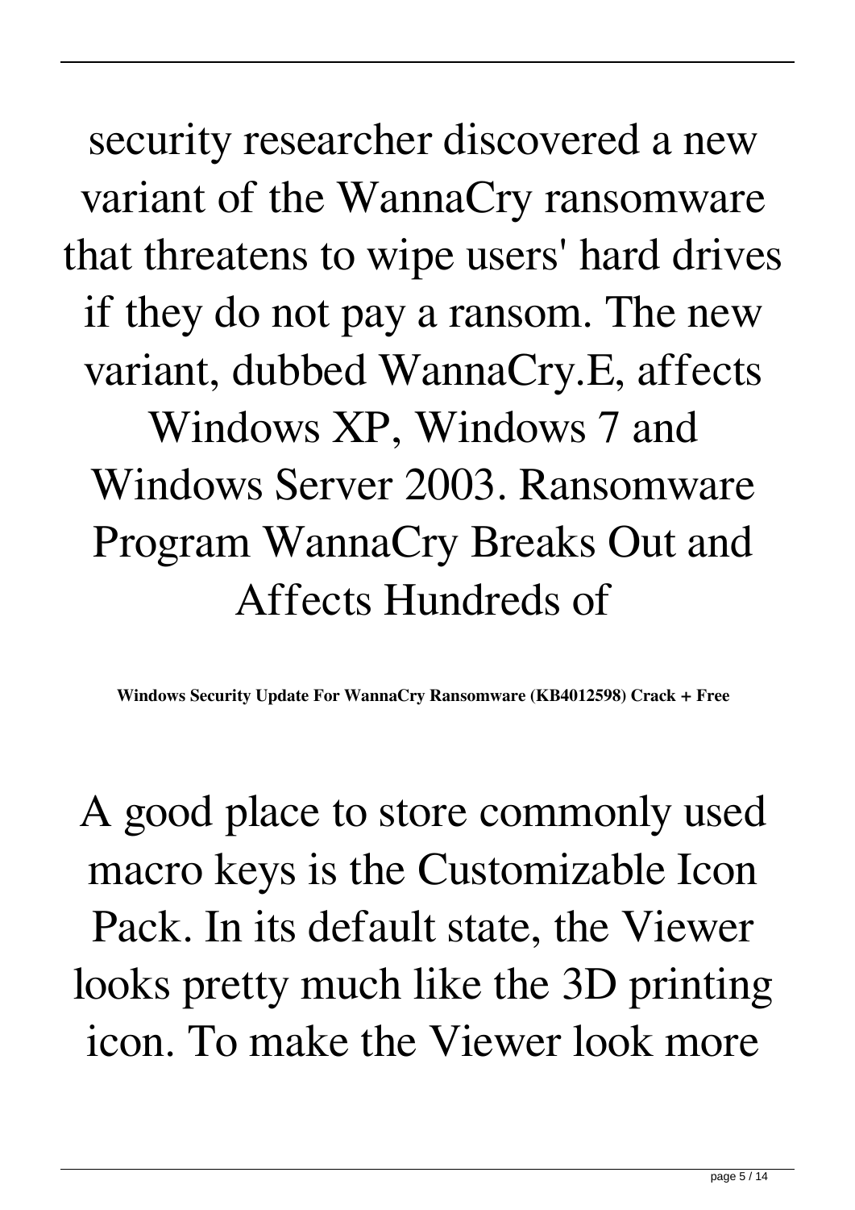security researcher discovered a new variant of the WannaCry ransomware that threatens to wipe users' hard drives if they do not pay a ransom. The new variant, dubbed WannaCry.E, affects Windows XP, Windows 7 and Windows Server 2003. Ransomware Program WannaCry Breaks Out and Affects Hundreds of

**Windows Security Update For WannaCry Ransomware (KB4012598) Crack + Free**

A good place to store commonly used macro keys is the Customizable Icon Pack. In its default state, the Viewer looks pretty much like the 3D printing icon. To make the Viewer look more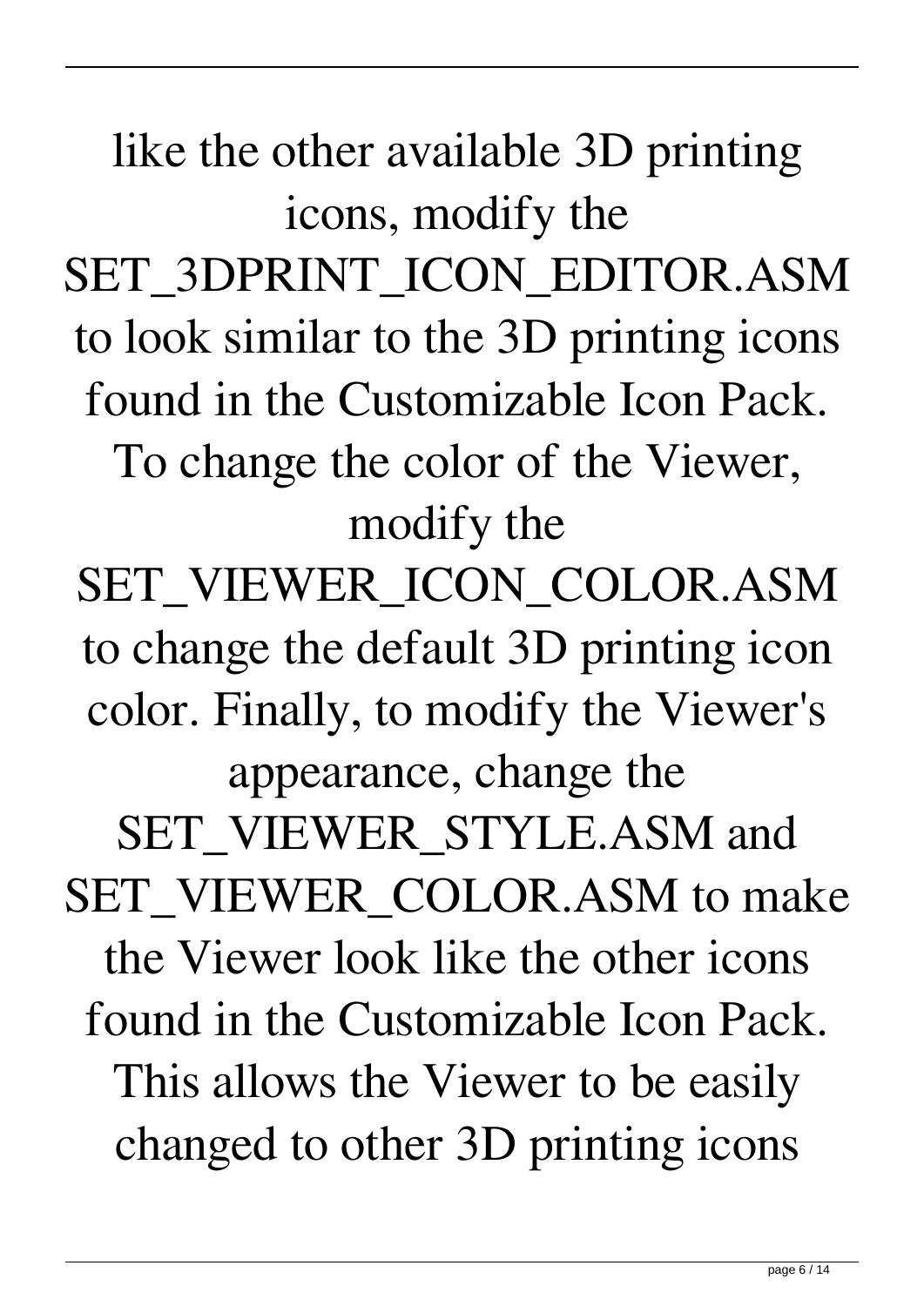like the other available 3D printing icons, modify the SET_3DPRINT_ICON_EDITOR.ASM to look similar to the 3D printing icons found in the Customizable Icon Pack. To change the color of the Viewer, modify the SET_VIEWER_ICON_COLOR.ASM to change the default 3D printing icon color. Finally, to modify the Viewer's appearance, change the SET_VIEWER_STYLE.ASM and SET_VIEWER_COLOR.ASM to make the Viewer look like the other icons found in the Customizable Icon Pack. This allows the Viewer to be easily changed to other 3D printing icons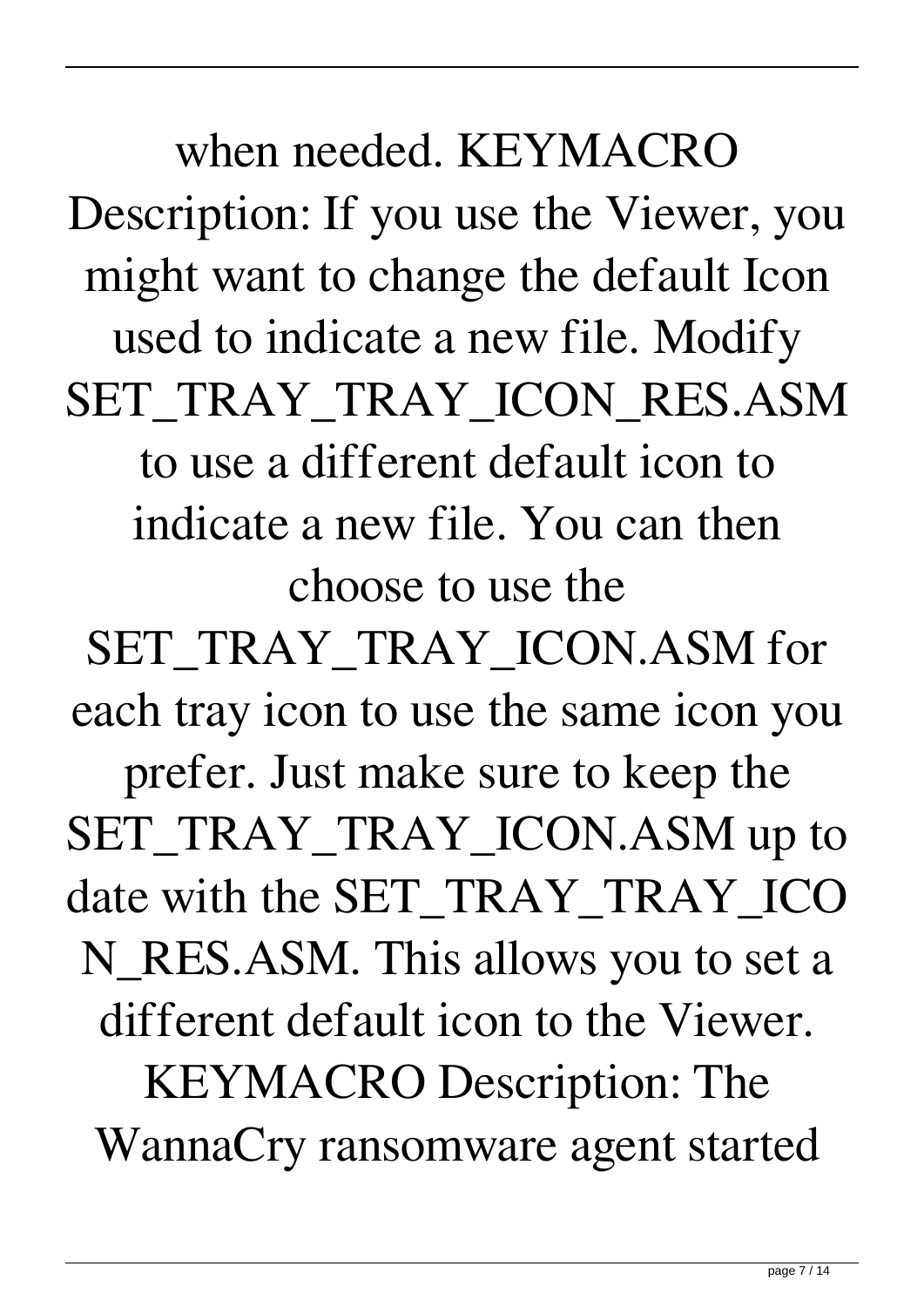when needed. KEYMACRO Description: If you use the Viewer, you might want to change the default Icon used to indicate a new file. Modify SET_TRAY_TRAY_ICON_RES.ASM to use a different default icon to indicate a new file. You can then choose to use the SET_TRAY_TRAY_ICON.ASM for each tray icon to use the same icon you prefer. Just make sure to keep the SET_TRAY_TRAY_ICON.ASM up to date with the SET_TRAY_TRAY_ICON_RES.ASM. This allows you to set a different default icon to the Viewer. KEYMACRO Description: The WannaCry ransomware agent started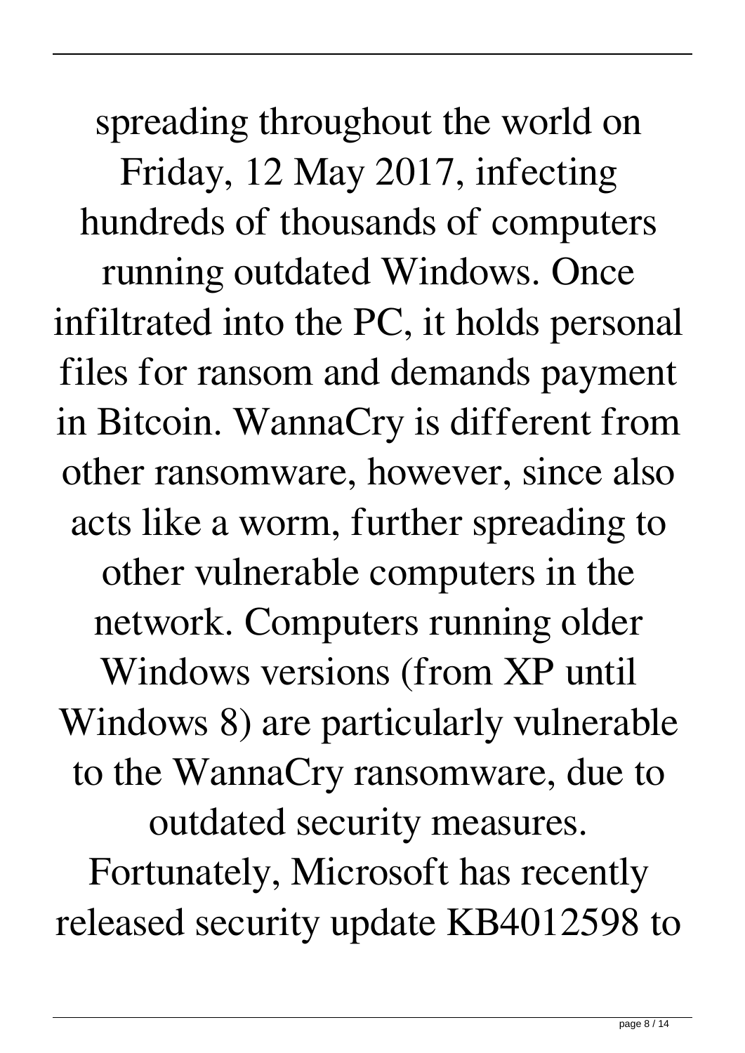spreading throughout the world on Friday, 12 May 2017, infecting hundreds of thousands of computers running outdated Windows. Once infiltrated into the PC, it holds personal files for ransom and demands payment in Bitcoin. WannaCry is different from other ransomware, however, since also acts like a worm, further spreading to other vulnerable computers in the network. Computers running older Windows versions (from XP until Windows 8) are particularly vulnerable to the WannaCry ransomware, due to outdated security measures. Fortunately, Microsoft has recently released security update KB4012598 to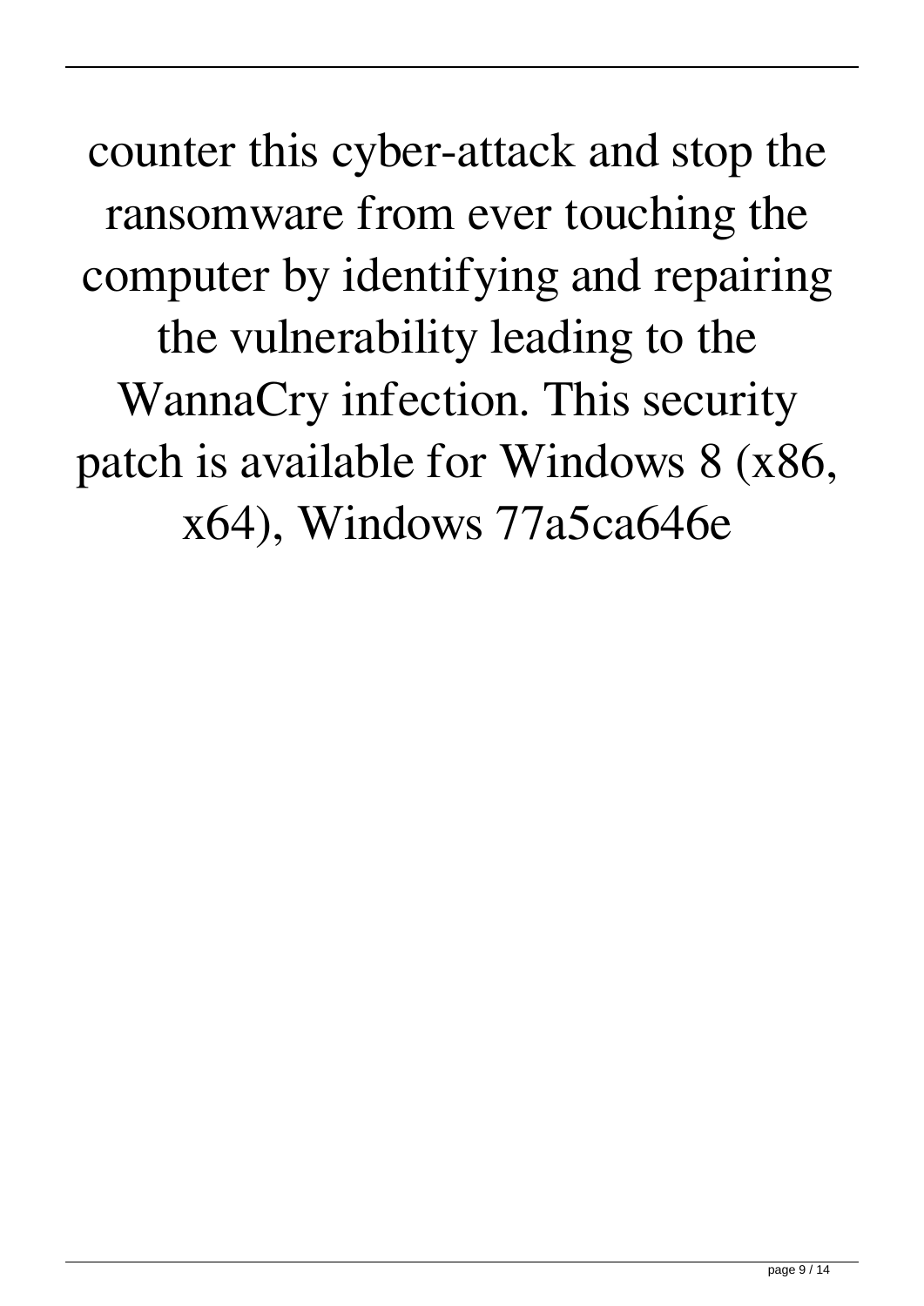counter this cyber-attack and stop the ransomware from ever touching the computer by identifying and repairing the vulnerability leading to the WannaCry infection. This security patch is available for Windows 8 (x86, x64), Windows 77a5ca646e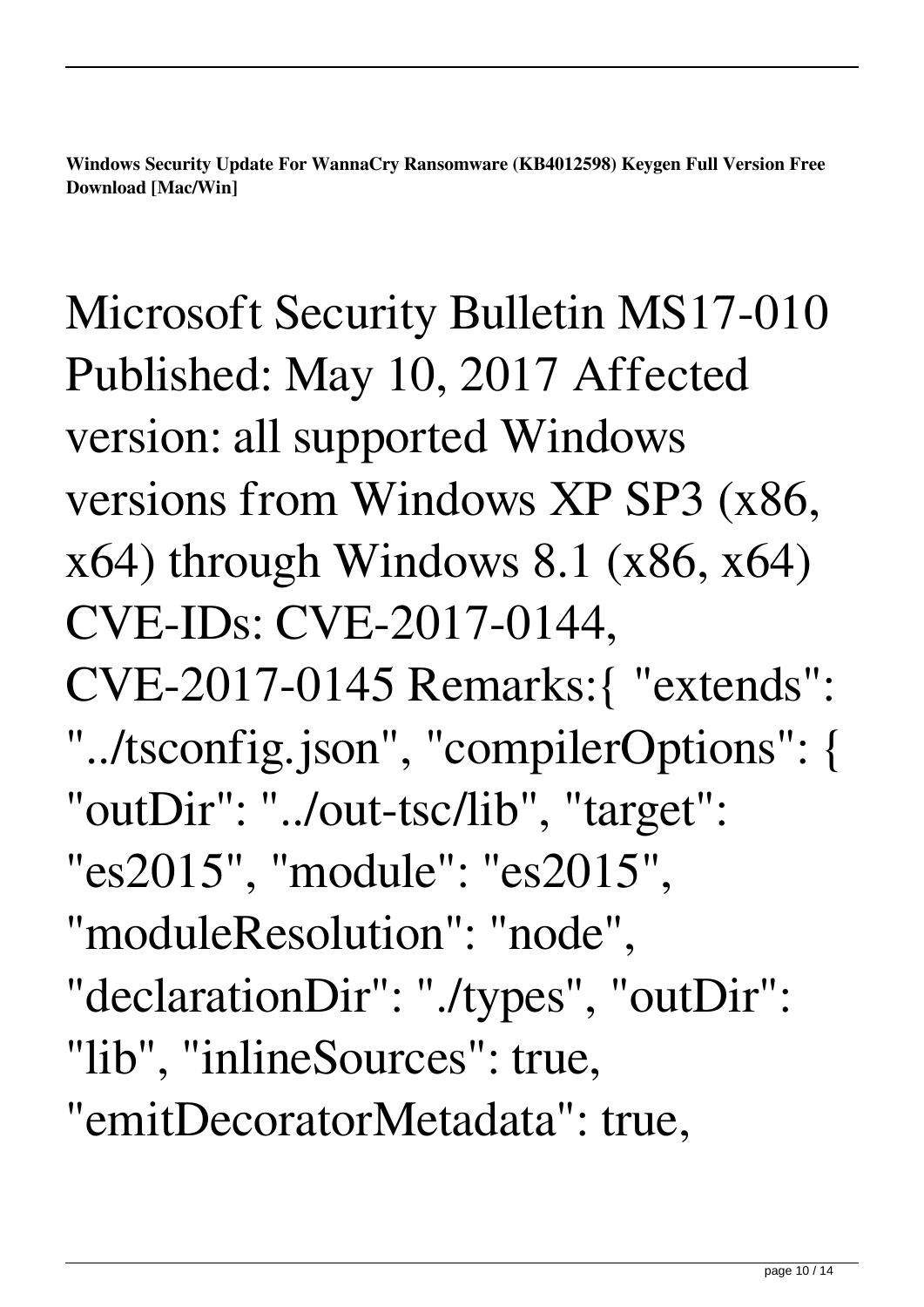**Windows Security Update For WannaCry Ransomware (KB4012598) Keygen Full Version Free Download [Mac/Win]**

Microsoft Security Bulletin MS17-010 Published: May 10, 2017 Affected version: all supported Windows versions from Windows XP SP3 (x86, x64) through Windows 8.1 (x86, x64) CVE-IDs: CVE-2017-0144, CVE-2017-0145 Remarks:{ "extends": "../tsconfig.json", "compilerOptions": { "outDir": "../out-tsc/lib", "target": "es2015", "module": "es2015", "moduleResolution": "node", "declarationDir": "./types", "outDir": "lib", "inlineSources": true, "emitDecoratorMetadata": true,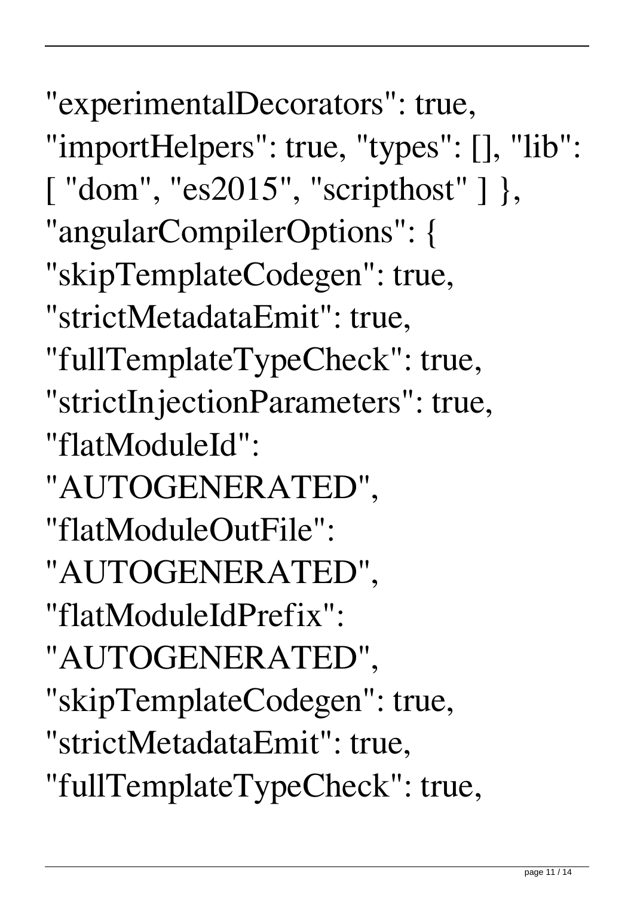"experimentalDecorators": true, "importHelpers": true, "types": [], "lib": [ "dom", "es2015", "scripthost" ] }, "angularCompilerOptions": { "skipTemplateCodegen": true, "strictMetadataEmit": true, "fullTemplateTypeCheck": true, "strictInjectionParameters": true, "flatModuleId": "AUTOGENERATED", "flatModuleOutFile": "AUTOGENERATED", "flatModuleIdPrefix": "AUTOGENERATED", "skipTemplateCodegen": true, "strictMetadataEmit": true, "fullTemplateTypeCheck": true,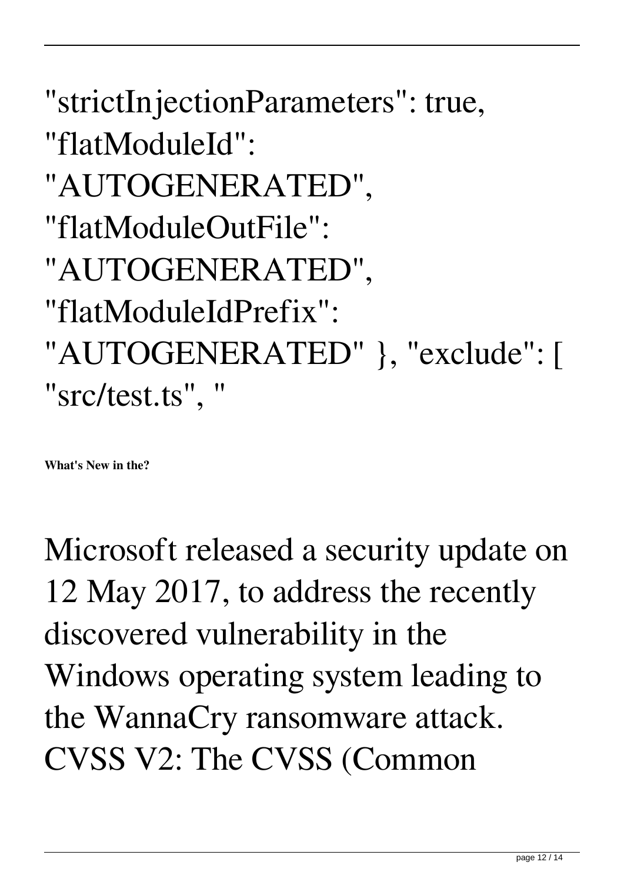"strictInjectionParameters": true, "flatModuleId": "AUTOGENERATED", "flatModuleOutFile": "AUTOGENERATED", "flatModuleIdPrefix": "AUTOGENERATED" }, "exclude": [ "src/test.ts", "

**What's New in the?**

Microsoft released a security update on 12 May 2017, to address the recently discovered vulnerability in the Windows operating system leading to the WannaCry ransomware attack. CVSS V2: The CVSS (Common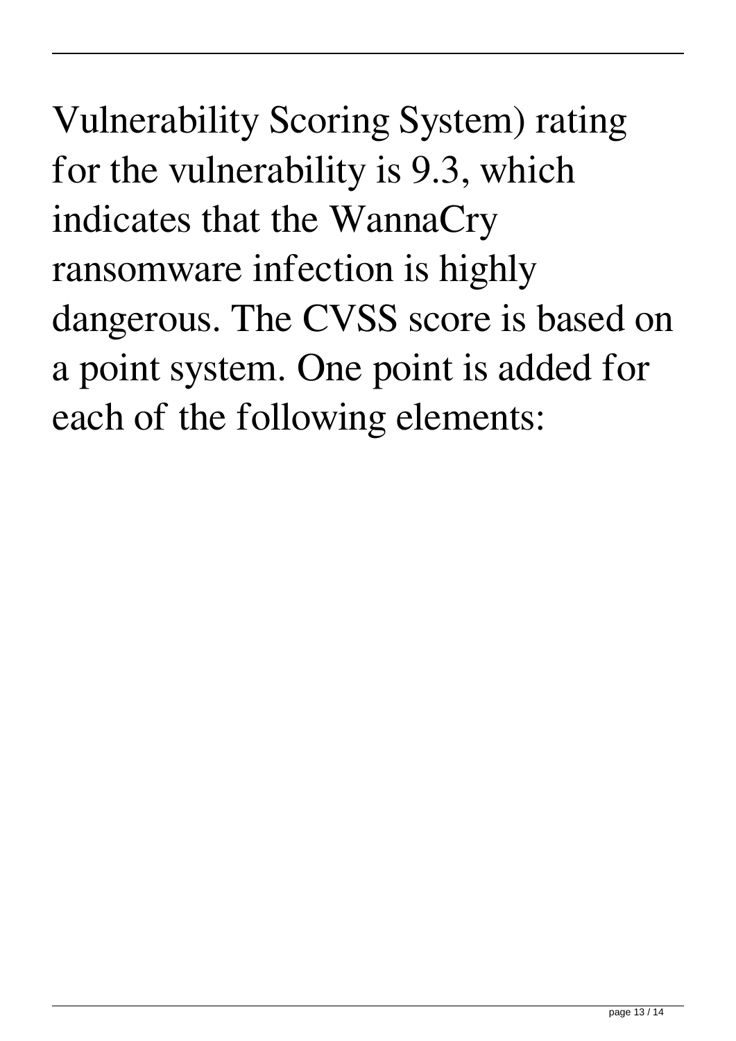Vulnerability Scoring System) rating for the vulnerability is 9.3, which indicates that the WannaCry ransomware infection is highly dangerous. The CVSS score is based on a point system. One point is added for each of the following elements: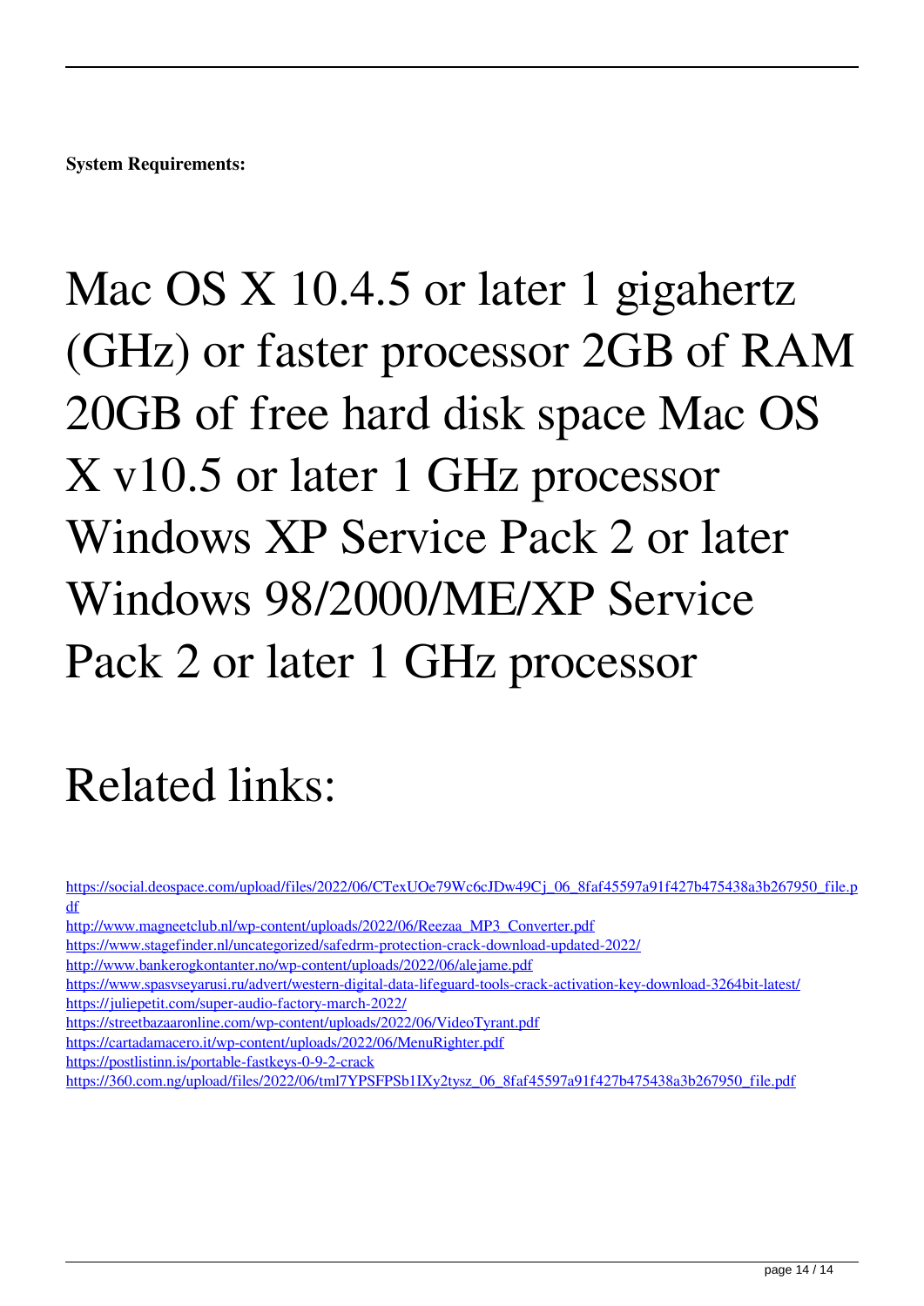**System Requirements:**

# Mac OS X 10.4.5 or later 1 gigahertz (GHz) or faster processor 2GB of RAM 20GB of free hard disk space Mac OS X v10.5 or later 1 GHz processor Windows XP Service Pack 2 or later Windows 98/2000/ME/XP Service Pack 2 or later 1 GHz processor

# Related links:

https://social.deospace.com/upload/files/2022/06/CTexUOe79Wc6cJDw49Cj_06_8faf45597a91f427b475438a3b267950_file.pdf
http://www.magneetclub.nl/wp-content/uploads/2022/06/Reezaa_MP3_Converter.pdf
https://www.stagefinder.nl/uncategorized/safedrm-protection-crack-download-updated-2022/
http://www.bankerogkontanter.no/wp-content/uploads/2022/06/alejame.pdf
https://www.spasvseyarusi.ru/advert/western-digital-data-lifeguard-tools-crack-activation-key-download-3264bit-latest/
https://juliepetit.com/super-audio-factory-march-2022/
https://streetbazaaronline.com/wp-content/uploads/2022/06/VideoTyrant.pdf
https://cartadamacero.it/wp-content/uploads/2022/06/MenuRighter.pdf
https://postlistinn.is/portable-fastkeys-0-9-2-crack
https://360.com.ng/upload/files/2022/06/tml7YPSFPSb1IXy2tysz_06_8faf45597a91f427b475438a3b267950_file.pdf